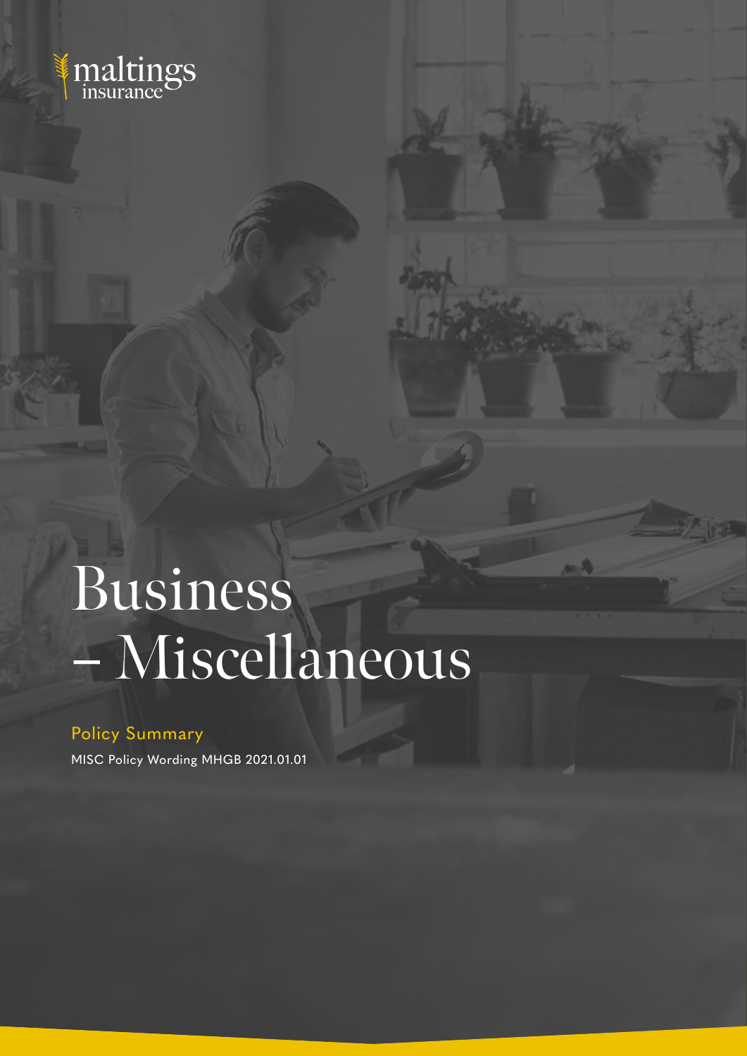maltings insurance

# Business – Miscellaneous

## Policy Summary

MISC Policy Wording MHGB 2021.01.01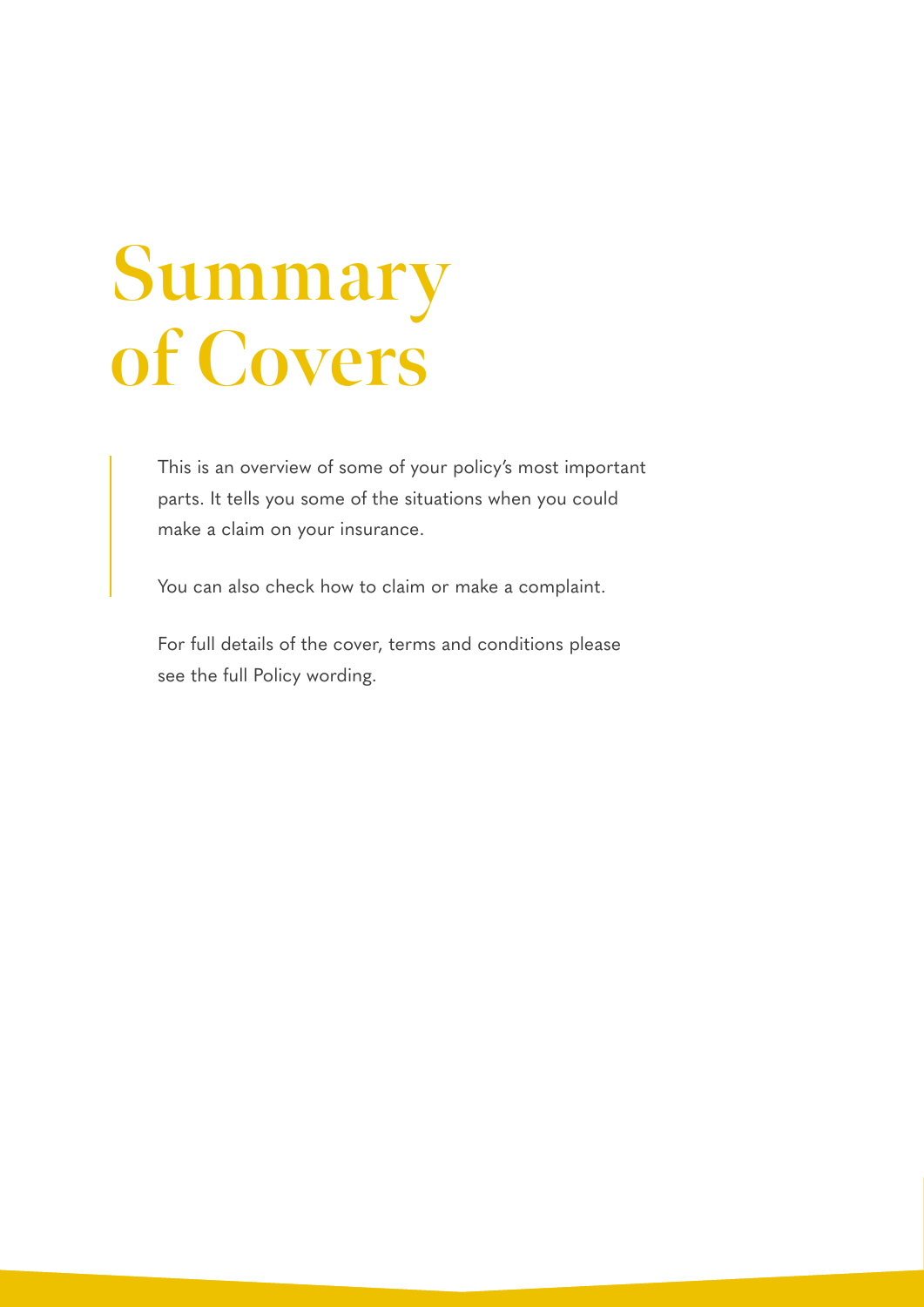# Summary of Covers

This is an overview of some of your policy's most important parts. It tells you some of the situations when you could make a claim on your insurance.

You can also check how to claim or make a complaint.

For full details of the cover, terms and conditions please see the full Policy wording.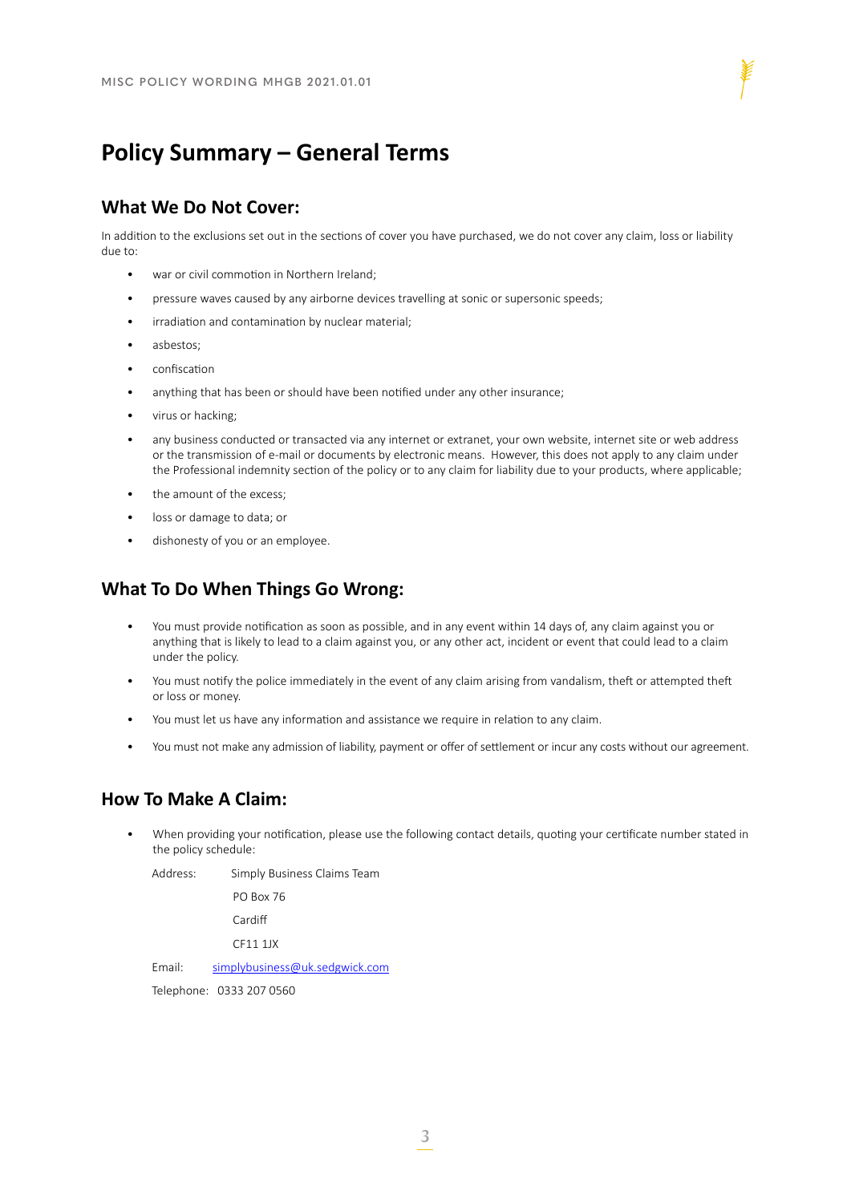# Policy Summary – General Terms

## What We Do Not Cover:

In addition to the exclusions set out in the sections of cover you have purchased, we do not cover any claim, loss or liability due to:

- war or civil commotion in Northern Ireland;
- pressure waves caused by any airborne devices travelling at sonic or supersonic speeds;
- irradiation and contamination by nuclear material;
- asbestos;
- confiscation
- anything that has been or should have been notified under any other insurance;
- virus or hacking;
- any business conducted or transacted via any internet or extranet, your own website, internet site or web address or the transmission of e-mail or documents by electronic means. However, this does not apply to any claim under the Professional indemnity section of the policy or to any claim for liability due to your products, where applicable;
- the amount of the excess;
- loss or damage to data; or
- dishonesty of you or an employee.

## What To Do When Things Go Wrong:

- You must provide notification as soon as possible, and in any event within 14 days of, any claim against you or anything that is likely to lead to a claim against you, or any other act, incident or event that could lead to a claim under the policy.
- You must notify the police immediately in the event of any claim arising from vandalism, theft or attempted theft or loss or money.
- You must let us have any information and assistance we require in relation to any claim.
- You must not make any admission of liability, payment or offer of settlement or incur any costs without our agreement.

## How To Make A Claim:

- When providing your notification, please use the following contact details, quoting your certificate number stated in the policy schedule:

Address: Simply Business Claims Team
PO Box 76
Cardiff
CF11 1JX

Email: simplybusiness@uk.sedgwick.com

Telephone: 0333 207 0560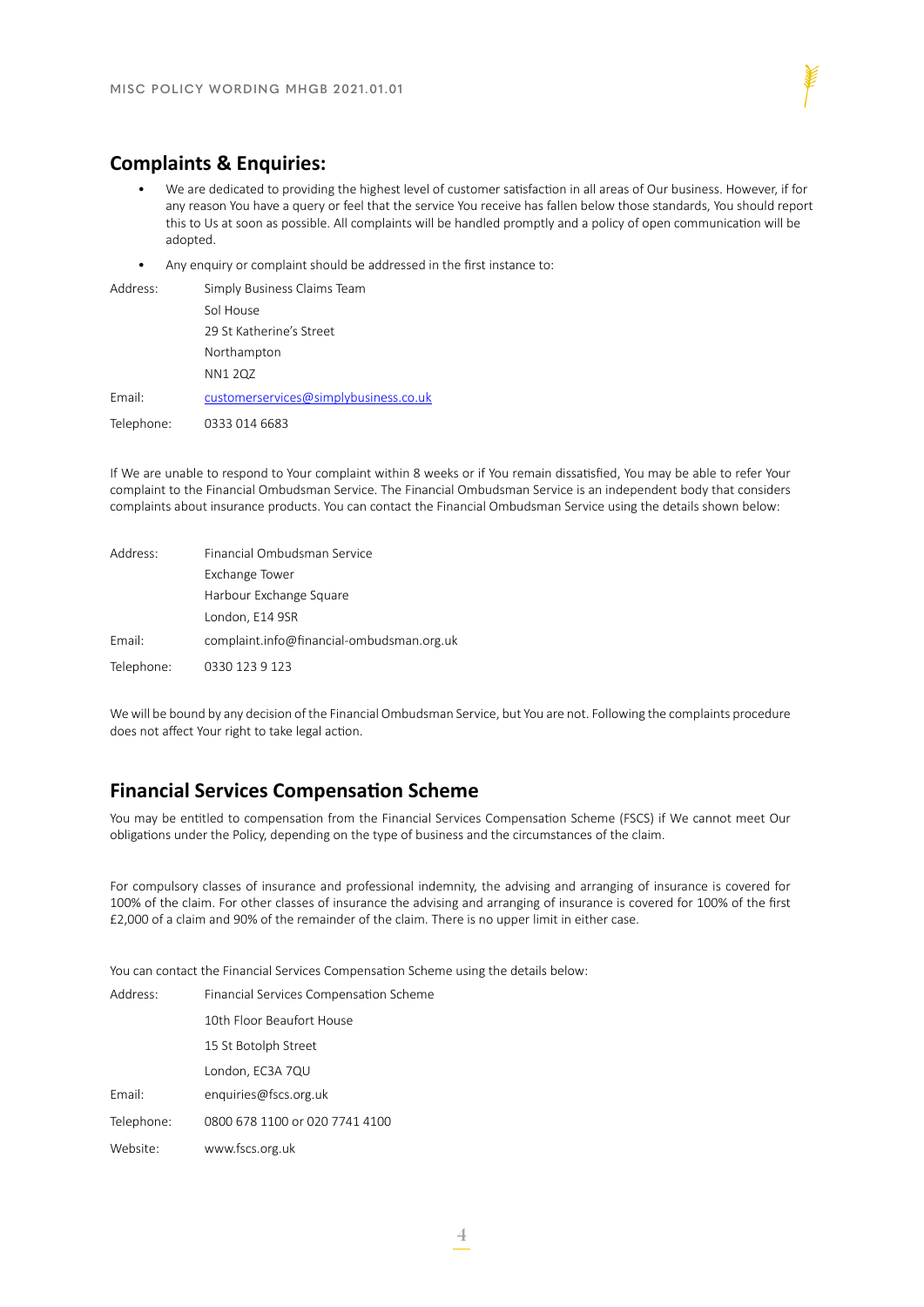## Complaints & Enquiries:

- We are dedicated to providing the highest level of customer satisfaction in all areas of Our business. However, if for any reason You have a query or feel that the service You receive has fallen below those standards, You should report this to Us at soon as possible. All complaints will be handled promptly and a policy of open communication will be adopted.
- Any enquiry or complaint should be addressed in the first instance to:

Address: Simply Business Claims Team
Sol House
29 St Katherine's Street
Northampton
NN1 2QZ

Email: customerservices@simplybusiness.co.uk

Telephone: 0333 014 6683

If We are unable to respond to Your complaint within 8 weeks or if You remain dissatisfied, You may be able to refer Your complaint to the Financial Ombudsman Service. The Financial Ombudsman Service is an independent body that considers complaints about insurance products. You can contact the Financial Ombudsman Service using the details shown below:

Address: Financial Ombudsman Service
Exchange Tower
Harbour Exchange Square
London, E14 9SR

Email: complaint.info@financial-ombudsman.org.uk

Telephone: 0330 123 9 123

We will be bound by any decision of the Financial Ombudsman Service, but You are not. Following the complaints procedure does not affect Your right to take legal action.

## Financial Services Compensation Scheme

You may be entitled to compensation from the Financial Services Compensation Scheme (FSCS) if We cannot meet Our obligations under the Policy, depending on the type of business and the circumstances of the claim.

For compulsory classes of insurance and professional indemnity, the advising and arranging of insurance is covered for 100% of the claim. For other classes of insurance the advising and arranging of insurance is covered for 100% of the first £2,000 of a claim and 90% of the remainder of the claim. There is no upper limit in either case.

You can contact the Financial Services Compensation Scheme using the details below:

Address: Financial Services Compensation Scheme
10th Floor Beaufort House
15 St Botolph Street
London, EC3A 7QU

Email: enquiries@fscs.org.uk

Telephone: 0800 678 1100 or 020 7741 4100

Website: www.fscs.org.uk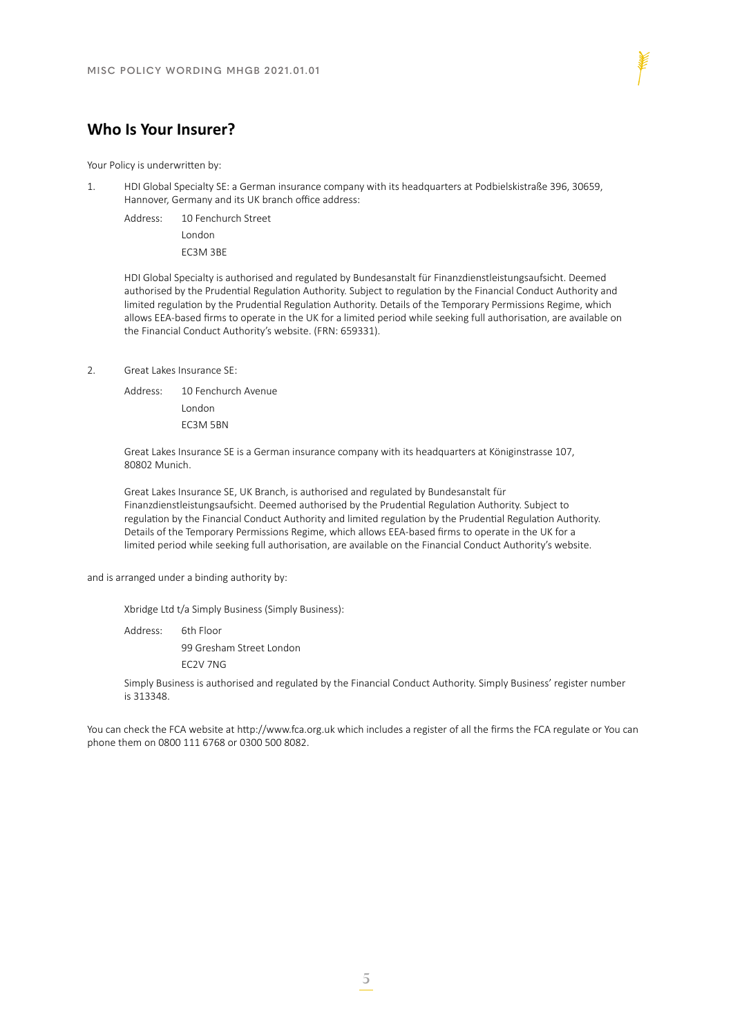## Who Is Your Insurer?

Your Policy is underwritten by:

1. HDI Global Specialty SE: a German insurance company with its headquarters at Podbielskistraße 396, 30659, Hannover, Germany and its UK branch office address:

   Address: 10 Fenchurch Street
   London
   EC3M 3BE

   HDI Global Specialty is authorised and regulated by Bundesanstalt für Finanzdienstleistungsaufsicht. Deemed authorised by the Prudential Regulation Authority. Subject to regulation by the Financial Conduct Authority and limited regulation by the Prudential Regulation Authority. Details of the Temporary Permissions Regime, which allows EEA-based firms to operate in the UK for a limited period while seeking full authorisation, are available on the Financial Conduct Authority's website. (FRN: 659331).

2. Great Lakes Insurance SE:

   Address: 10 Fenchurch Avenue
   London
   EC3M 5BN

   Great Lakes Insurance SE is a German insurance company with its headquarters at Königinstrasse 107, 80802 Munich.

   Great Lakes Insurance SE, UK Branch, is authorised and regulated by Bundesanstalt für Finanzdienstleistungsaufsicht. Deemed authorised by the Prudential Regulation Authority. Subject to regulation by the Financial Conduct Authority and limited regulation by the Prudential Regulation Authority. Details of the Temporary Permissions Regime, which allows EEA-based firms to operate in the UK for a limited period while seeking full authorisation, are available on the Financial Conduct Authority's website.

and is arranged under a binding authority by:

Xbridge Ltd t/a Simply Business (Simply Business):

Address: 6th Floor
99 Gresham Street London
EC2V 7NG

Simply Business is authorised and regulated by the Financial Conduct Authority. Simply Business' register number is 313348.

You can check the FCA website at http://www.fca.org.uk which includes a register of all the firms the FCA regulate or You can phone them on 0800 111 6768 or 0300 500 8082.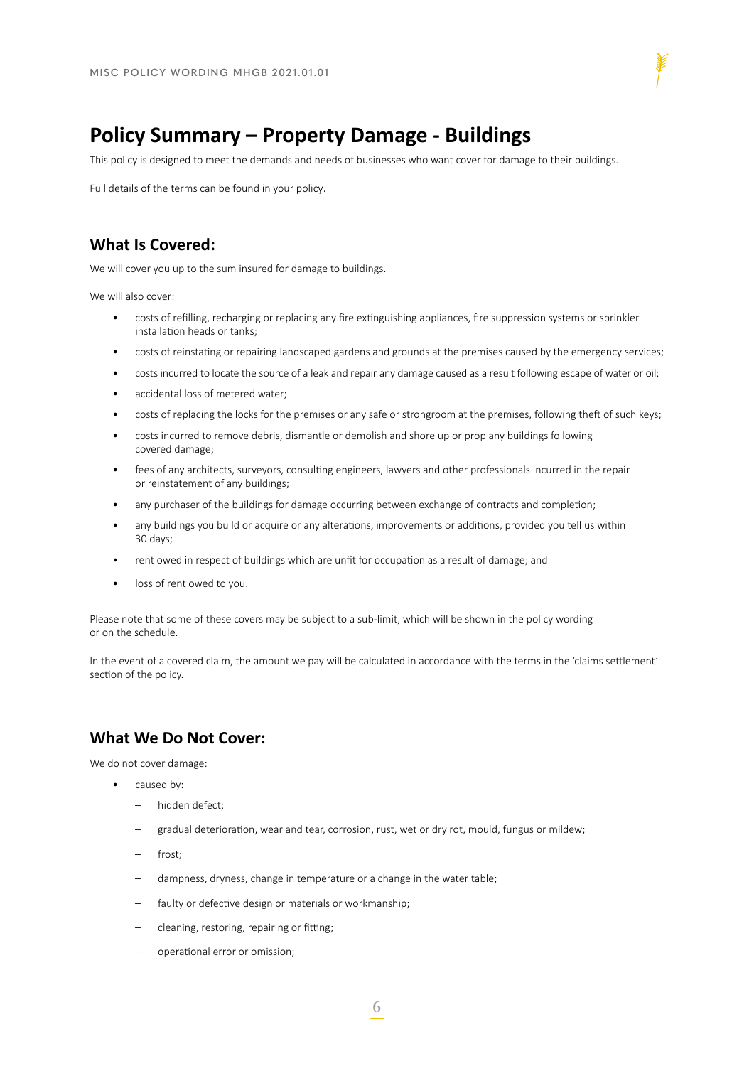# Policy Summary – Property Damage - Buildings

This policy is designed to meet the demands and needs of businesses who want cover for damage to their buildings.

Full details of the terms can be found in your policy.

## What Is Covered:

We will cover you up to the sum insured for damage to buildings.

We will also cover:

- costs of refilling, recharging or replacing any fire extinguishing appliances, fire suppression systems or sprinkler installation heads or tanks;
- costs of reinstating or repairing landscaped gardens and grounds at the premises caused by the emergency services;
- costs incurred to locate the source of a leak and repair any damage caused as a result following escape of water or oil;
- accidental loss of metered water;
- costs of replacing the locks for the premises or any safe or strongroom at the premises, following theft of such keys;
- costs incurred to remove debris, dismantle or demolish and shore up or prop any buildings following covered damage;
- fees of any architects, surveyors, consulting engineers, lawyers and other professionals incurred in the repair or reinstatement of any buildings;
- any purchaser of the buildings for damage occurring between exchange of contracts and completion;
- any buildings you build or acquire or any alterations, improvements or additions, provided you tell us within 30 days;
- rent owed in respect of buildings which are unfit for occupation as a result of damage; and
- loss of rent owed to you.

Please note that some of these covers may be subject to a sub-limit, which will be shown in the policy wording or on the schedule.

In the event of a covered claim, the amount we pay will be calculated in accordance with the terms in the 'claims settlement' section of the policy.

## What We Do Not Cover:

We do not cover damage:

- caused by:
  - hidden defect;
  - gradual deterioration, wear and tear, corrosion, rust, wet or dry rot, mould, fungus or mildew;
  - frost;
  - dampness, dryness, change in temperature or a change in the water table;
  - faulty or defective design or materials or workmanship;
  - cleaning, restoring, repairing or fitting;
  - operational error or omission;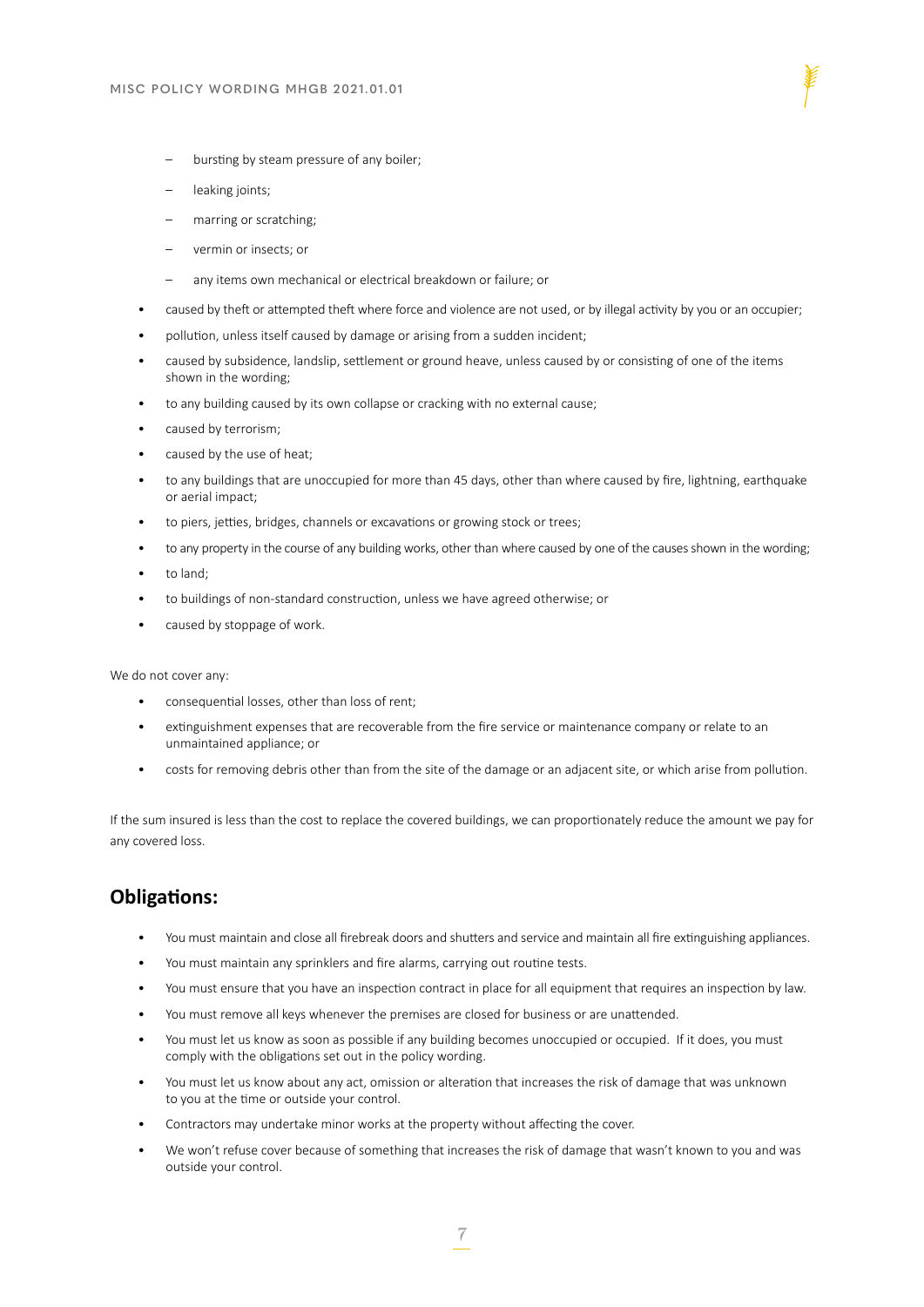- bursting by steam pressure of any boiler;
  - leaking joints;
  - marring or scratching;
  - vermin or insects; or
  - any items own mechanical or electrical breakdown or failure; or
- caused by theft or attempted theft where force and violence are not used, or by illegal activity by you or an occupier;
- pollution, unless itself caused by damage or arising from a sudden incident;
- caused by subsidence, landslip, settlement or ground heave, unless caused by or consisting of one of the items shown in the wording;
- to any building caused by its own collapse or cracking with no external cause;
- caused by terrorism;
- caused by the use of heat;
- to any buildings that are unoccupied for more than 45 days, other than where caused by fire, lightning, earthquake or aerial impact;
- to piers, jetties, bridges, channels or excavations or growing stock or trees;
- to any property in the course of any building works, other than where caused by one of the causes shown in the wording;
- to land;
- to buildings of non-standard construction, unless we have agreed otherwise; or
- caused by stoppage of work.

We do not cover any:

- consequential losses, other than loss of rent;
- extinguishment expenses that are recoverable from the fire service or maintenance company or relate to an unmaintained appliance; or
- costs for removing debris other than from the site of the damage or an adjacent site, or which arise from pollution.

If the sum insured is less than the cost to replace the covered buildings, we can proportionately reduce the amount we pay for any covered loss.

## Obligations:

- You must maintain and close all firebreak doors and shutters and service and maintain all fire extinguishing appliances.
- You must maintain any sprinklers and fire alarms, carrying out routine tests.
- You must ensure that you have an inspection contract in place for all equipment that requires an inspection by law.
- You must remove all keys whenever the premises are closed for business or are unattended.
- You must let us know as soon as possible if any building becomes unoccupied or occupied. If it does, you must comply with the obligations set out in the policy wording.
- You must let us know about any act, omission or alteration that increases the risk of damage that was unknown to you at the time or outside your control.
- Contractors may undertake minor works at the property without affecting the cover.
- We won't refuse cover because of something that increases the risk of damage that wasn't known to you and was outside your control.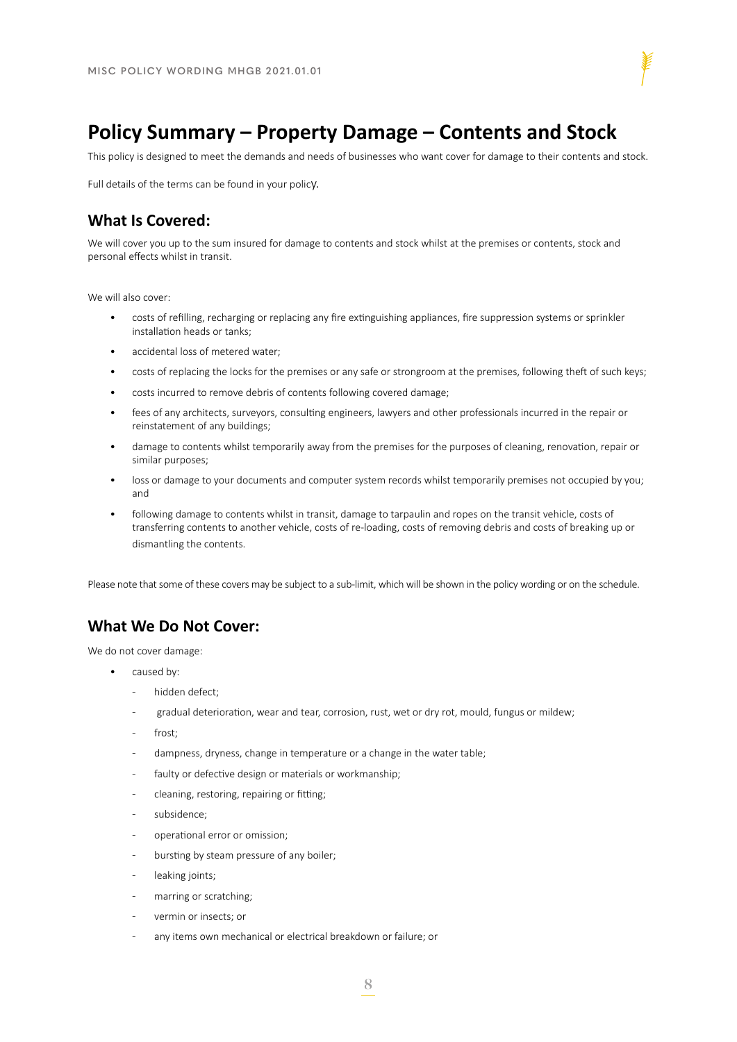# Policy Summary – Property Damage – Contents and Stock

This policy is designed to meet the demands and needs of businesses who want cover for damage to their contents and stock.

Full details of the terms can be found in your policy.

## What Is Covered:

We will cover you up to the sum insured for damage to contents and stock whilst at the premises or contents, stock and personal effects whilst in transit.

We will also cover:

- costs of refilling, recharging or replacing any fire extinguishing appliances, fire suppression systems or sprinkler installation heads or tanks;
- accidental loss of metered water;
- costs of replacing the locks for the premises or any safe or strongroom at the premises, following theft of such keys;
- costs incurred to remove debris of contents following covered damage;
- fees of any architects, surveyors, consulting engineers, lawyers and other professionals incurred in the repair or reinstatement of any buildings;
- damage to contents whilst temporarily away from the premises for the purposes of cleaning, renovation, repair or similar purposes;
- loss or damage to your documents and computer system records whilst temporarily premises not occupied by you; and
- following damage to contents whilst in transit, damage to tarpaulin and ropes on the transit vehicle, costs of transferring contents to another vehicle, costs of re-loading, costs of removing debris and costs of breaking up or dismantling the contents.

Please note that some of these covers may be subject to a sub-limit, which will be shown in the policy wording or on the schedule.

## What We Do Not Cover:

We do not cover damage:

- caused by:
  - hidden defect;
  - gradual deterioration, wear and tear, corrosion, rust, wet or dry rot, mould, fungus or mildew;
  - frost;
  - dampness, dryness, change in temperature or a change in the water table;
  - faulty or defective design or materials or workmanship;
  - cleaning, restoring, repairing or fitting;
  - subsidence;
  - operational error or omission;
  - bursting by steam pressure of any boiler;
  - leaking joints;
  - marring or scratching;
  - vermin or insects; or
  - any items own mechanical or electrical breakdown or failure; or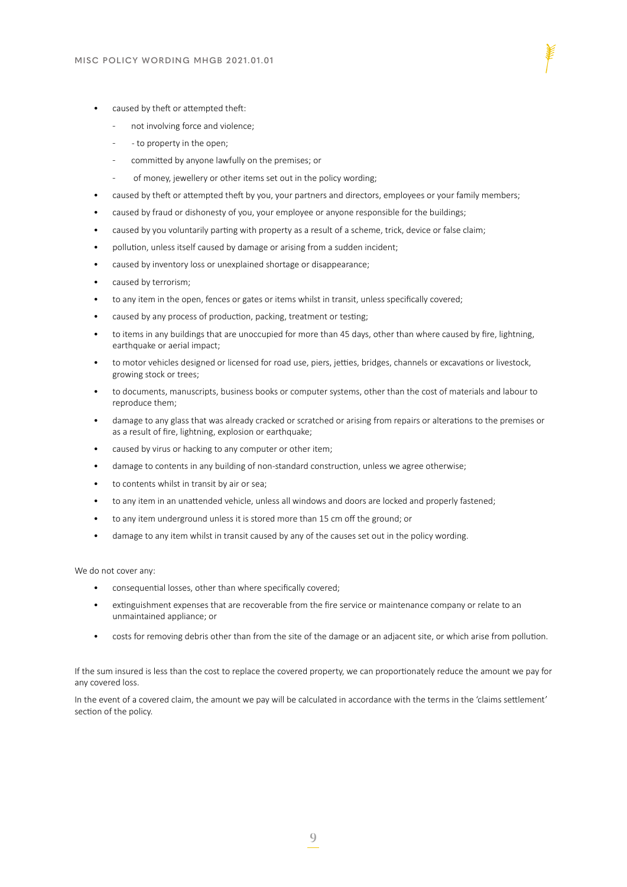- caused by theft or attempted theft:
  - not involving force and violence;
  - - to property in the open;
  - committed by anyone lawfully on the premises; or
  - of money, jewellery or other items set out in the policy wording;
- caused by theft or attempted theft by you, your partners and directors, employees or your family members;
- caused by fraud or dishonesty of you, your employee or anyone responsible for the buildings;
- caused by you voluntarily parting with property as a result of a scheme, trick, device or false claim;
- pollution, unless itself caused by damage or arising from a sudden incident;
- caused by inventory loss or unexplained shortage or disappearance;
- caused by terrorism;
- to any item in the open, fences or gates or items whilst in transit, unless specifically covered;
- caused by any process of production, packing, treatment or testing;
- to items in any buildings that are unoccupied for more than 45 days, other than where caused by fire, lightning, earthquake or aerial impact;
- to motor vehicles designed or licensed for road use, piers, jetties, bridges, channels or excavations or livestock, growing stock or trees;
- to documents, manuscripts, business books or computer systems, other than the cost of materials and labour to reproduce them;
- damage to any glass that was already cracked or scratched or arising from repairs or alterations to the premises or as a result of fire, lightning, explosion or earthquake;
- caused by virus or hacking to any computer or other item;
- damage to contents in any building of non-standard construction, unless we agree otherwise;
- to contents whilst in transit by air or sea;
- to any item in an unattended vehicle, unless all windows and doors are locked and properly fastened;
- to any item underground unless it is stored more than 15 cm off the ground; or
- damage to any item whilst in transit caused by any of the causes set out in the policy wording.

We do not cover any:

- consequential losses, other than where specifically covered;
- extinguishment expenses that are recoverable from the fire service or maintenance company or relate to an unmaintained appliance; or
- costs for removing debris other than from the site of the damage or an adjacent site, or which arise from pollution.

If the sum insured is less than the cost to replace the covered property, we can proportionately reduce the amount we pay for any covered loss.

In the event of a covered claim, the amount we pay will be calculated in accordance with the terms in the 'claims settlement' section of the policy.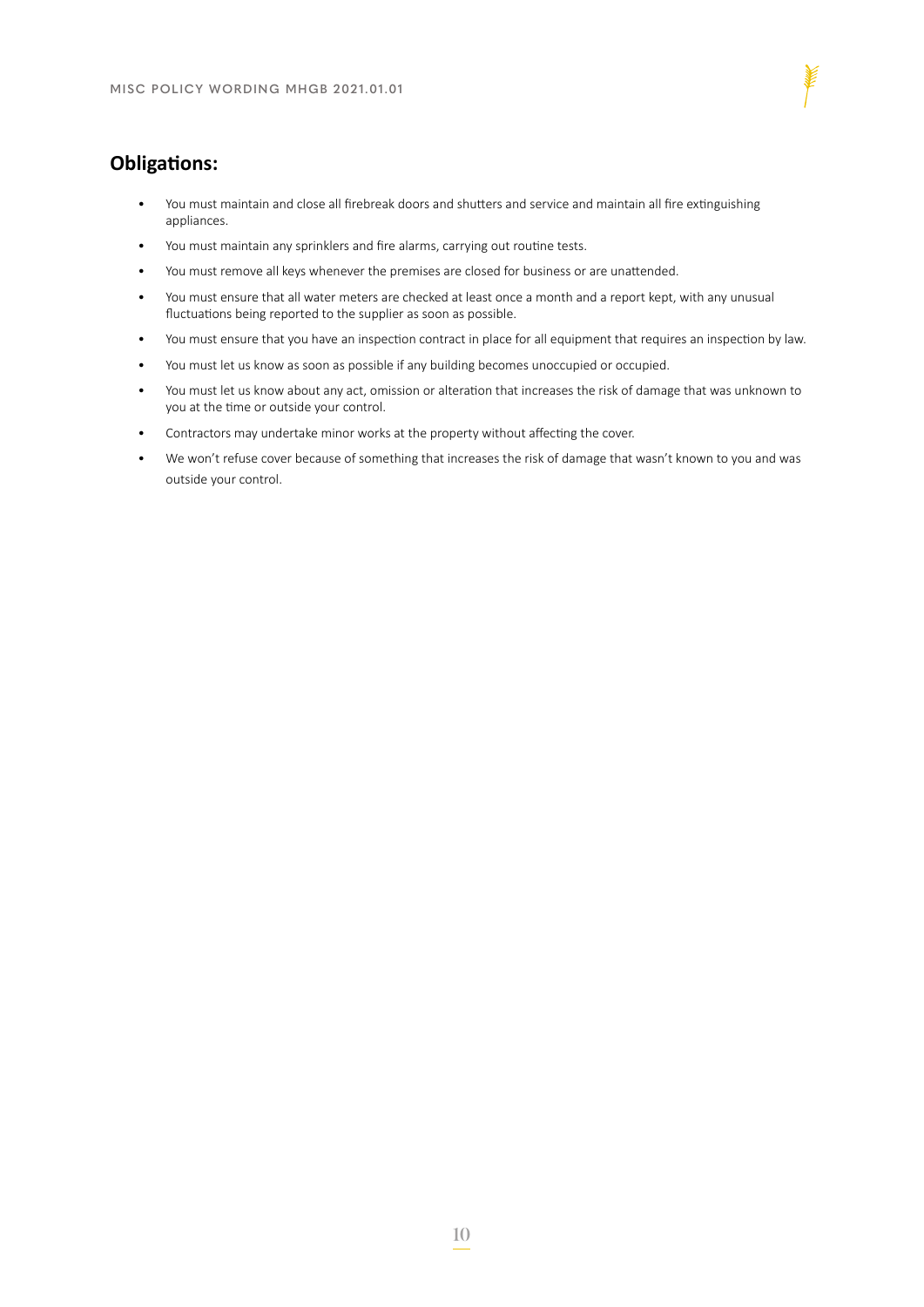## Obligations:

- You must maintain and close all firebreak doors and shutters and service and maintain all fire extinguishing appliances.
- You must maintain any sprinklers and fire alarms, carrying out routine tests.
- You must remove all keys whenever the premises are closed for business or are unattended.
- You must ensure that all water meters are checked at least once a month and a report kept, with any unusual fluctuations being reported to the supplier as soon as possible.
- You must ensure that you have an inspection contract in place for all equipment that requires an inspection by law.
- You must let us know as soon as possible if any building becomes unoccupied or occupied.
- You must let us know about any act, omission or alteration that increases the risk of damage that was unknown to you at the time or outside your control.
- Contractors may undertake minor works at the property without affecting the cover.
- We won't refuse cover because of something that increases the risk of damage that wasn't known to you and was outside your control.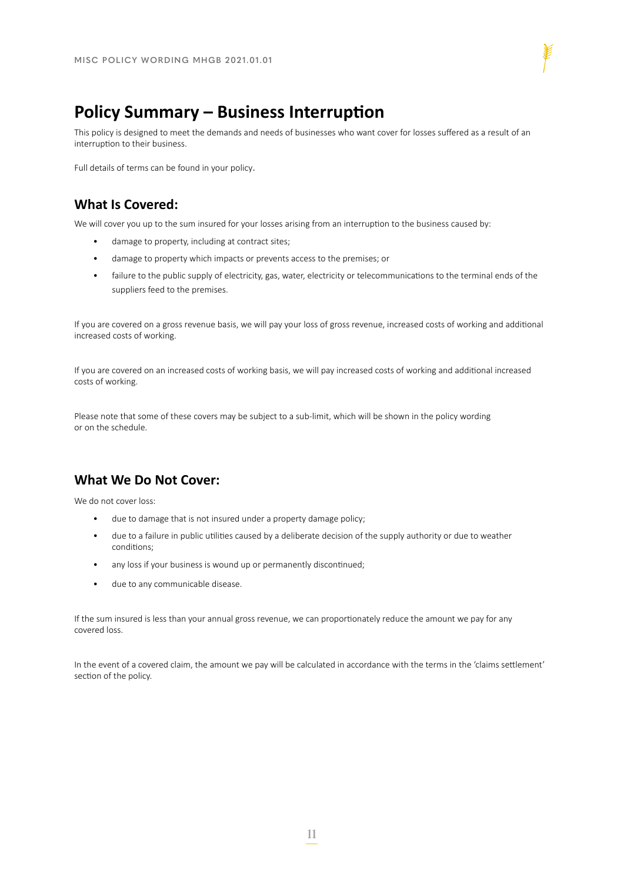# Policy Summary – Business Interruption

This policy is designed to meet the demands and needs of businesses who want cover for losses suffered as a result of an interruption to their business.

Full details of terms can be found in your policy.

## What Is Covered:

We will cover you up to the sum insured for your losses arising from an interruption to the business caused by:

- damage to property, including at contract sites;
- damage to property which impacts or prevents access to the premises; or
- failure to the public supply of electricity, gas, water, electricity or telecommunications to the terminal ends of the suppliers feed to the premises.

If you are covered on a gross revenue basis, we will pay your loss of gross revenue, increased costs of working and additional increased costs of working.

If you are covered on an increased costs of working basis, we will pay increased costs of working and additional increased costs of working.

Please note that some of these covers may be subject to a sub-limit, which will be shown in the policy wording or on the schedule.

## What We Do Not Cover:

We do not cover loss:

- due to damage that is not insured under a property damage policy;
- due to a failure in public utilities caused by a deliberate decision of the supply authority or due to weather conditions;
- any loss if your business is wound up or permanently discontinued;
- due to any communicable disease.

If the sum insured is less than your annual gross revenue, we can proportionately reduce the amount we pay for any covered loss.

In the event of a covered claim, the amount we pay will be calculated in accordance with the terms in the 'claims settlement' section of the policy.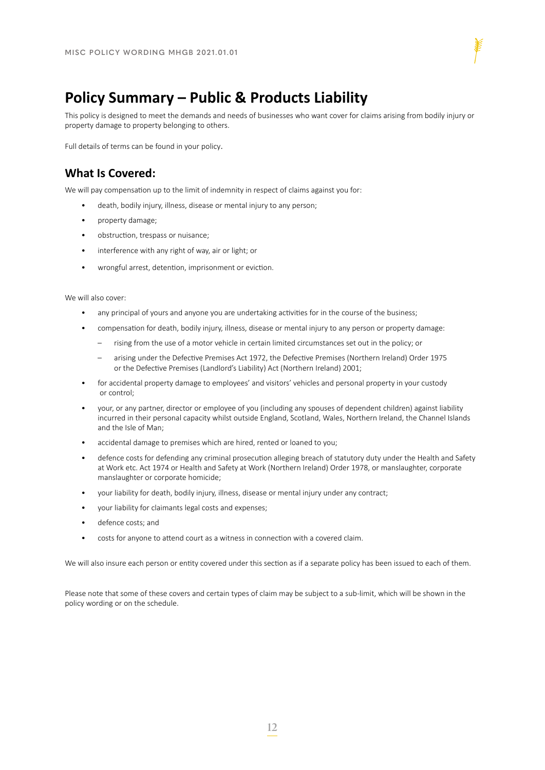# Policy Summary – Public & Products Liability

This policy is designed to meet the demands and needs of businesses who want cover for claims arising from bodily injury or property damage to property belonging to others.

Full details of terms can be found in your policy.

## What Is Covered:

We will pay compensation up to the limit of indemnity in respect of claims against you for:

- death, bodily injury, illness, disease or mental injury to any person;
- property damage;
- obstruction, trespass or nuisance;
- interference with any right of way, air or light; or
- wrongful arrest, detention, imprisonment or eviction.

We will also cover:

- any principal of yours and anyone you are undertaking activities for in the course of the business;
- compensation for death, bodily injury, illness, disease or mental injury to any person or property damage:
  - rising from the use of a motor vehicle in certain limited circumstances set out in the policy; or
  - arising under the Defective Premises Act 1972, the Defective Premises (Northern Ireland) Order 1975 or the Defective Premises (Landlord's Liability) Act (Northern Ireland) 2001;
- for accidental property damage to employees' and visitors' vehicles and personal property in your custody or control;
- your, or any partner, director or employee of you (including any spouses of dependent children) against liability incurred in their personal capacity whilst outside England, Scotland, Wales, Northern Ireland, the Channel Islands and the Isle of Man;
- accidental damage to premises which are hired, rented or loaned to you;
- defence costs for defending any criminal prosecution alleging breach of statutory duty under the Health and Safety at Work etc. Act 1974 or Health and Safety at Work (Northern Ireland) Order 1978, or manslaughter, corporate manslaughter or corporate homicide;
- your liability for death, bodily injury, illness, disease or mental injury under any contract;
- your liability for claimants legal costs and expenses;
- defence costs; and
- costs for anyone to attend court as a witness in connection with a covered claim.

We will also insure each person or entity covered under this section as if a separate policy has been issued to each of them.

Please note that some of these covers and certain types of claim may be subject to a sub-limit, which will be shown in the policy wording or on the schedule.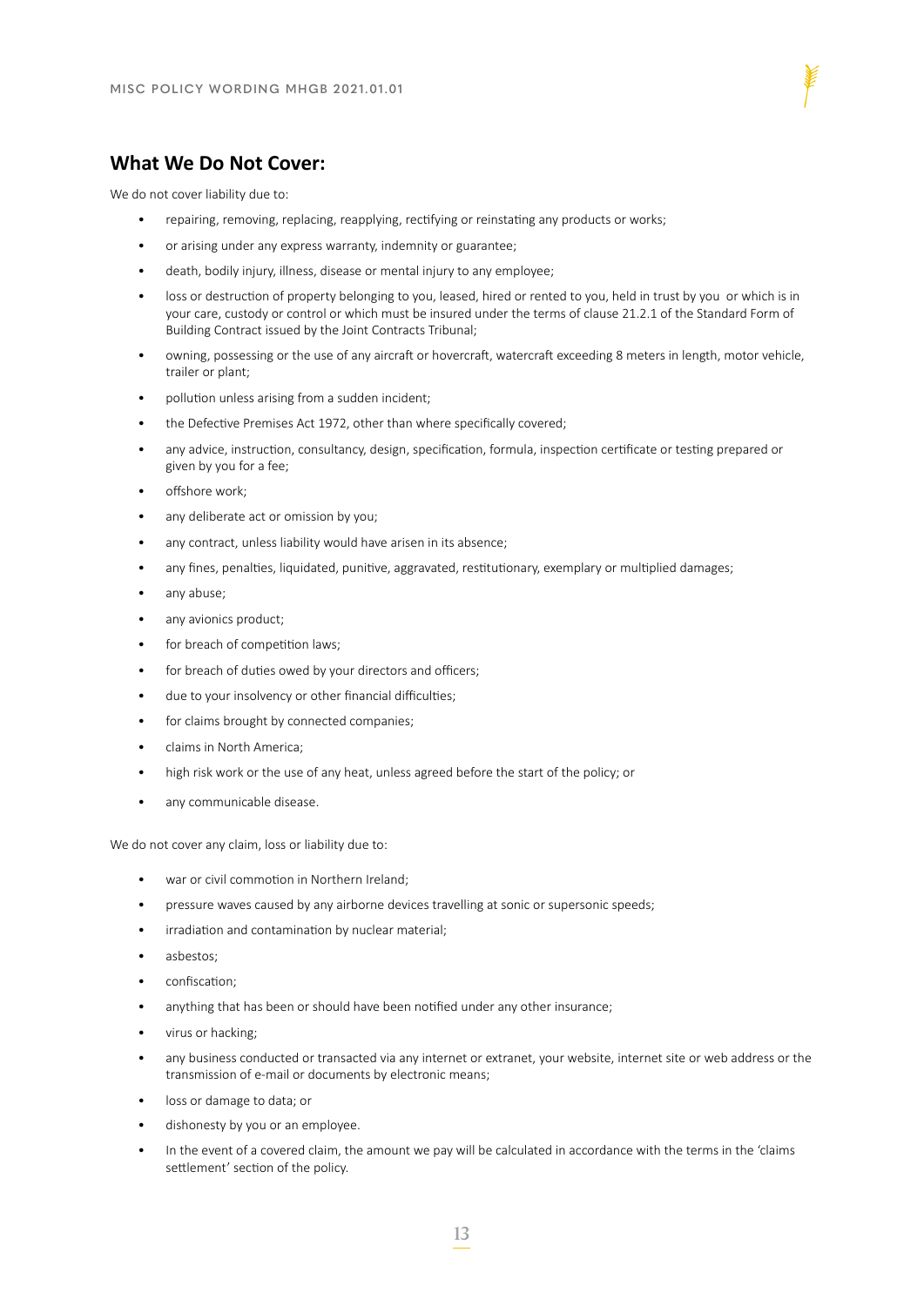## What We Do Not Cover:

We do not cover liability due to:

- repairing, removing, replacing, reapplying, rectifying or reinstating any products or works;
- or arising under any express warranty, indemnity or guarantee;
- death, bodily injury, illness, disease or mental injury to any employee;
- loss or destruction of property belonging to you, leased, hired or rented to you, held in trust by you or which is in your care, custody or control or which must be insured under the terms of clause 21.2.1 of the Standard Form of Building Contract issued by the Joint Contracts Tribunal;
- owning, possessing or the use of any aircraft or hovercraft, watercraft exceeding 8 meters in length, motor vehicle, trailer or plant;
- pollution unless arising from a sudden incident;
- the Defective Premises Act 1972, other than where specifically covered;
- any advice, instruction, consultancy, design, specification, formula, inspection certificate or testing prepared or given by you for a fee;
- offshore work;
- any deliberate act or omission by you;
- any contract, unless liability would have arisen in its absence;
- any fines, penalties, liquidated, punitive, aggravated, restitutionary, exemplary or multiplied damages;
- any abuse;
- any avionics product;
- for breach of competition laws;
- for breach of duties owed by your directors and officers;
- due to your insolvency or other financial difficulties;
- for claims brought by connected companies;
- claims in North America;
- high risk work or the use of any heat, unless agreed before the start of the policy; or
- any communicable disease.

We do not cover any claim, loss or liability due to:

- war or civil commotion in Northern Ireland;
- pressure waves caused by any airborne devices travelling at sonic or supersonic speeds;
- irradiation and contamination by nuclear material;
- asbestos;
- confiscation;
- anything that has been or should have been notified under any other insurance;
- virus or hacking;
- any business conducted or transacted via any internet or extranet, your website, internet site or web address or the transmission of e-mail or documents by electronic means;
- loss or damage to data; or
- dishonesty by you or an employee.
- In the event of a covered claim, the amount we pay will be calculated in accordance with the terms in the 'claims settlement' section of the policy.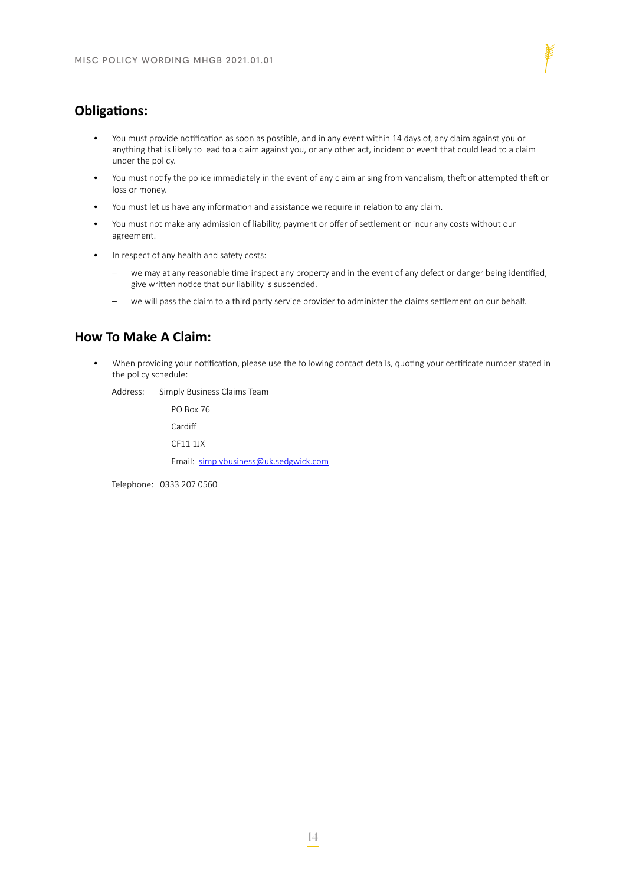## Obligations:

- You must provide notification as soon as possible, and in any event within 14 days of, any claim against you or anything that is likely to lead to a claim against you, or any other act, incident or event that could lead to a claim under the policy.
- You must notify the police immediately in the event of any claim arising from vandalism, theft or attempted theft or loss or money.
- You must let us have any information and assistance we require in relation to any claim.
- You must not make any admission of liability, payment or offer of settlement or incur any costs without our agreement.
- In respect of any health and safety costs:
  - we may at any reasonable time inspect any property and in the event of any defect or danger being identified, give written notice that our liability is suspended.
  - we will pass the claim to a third party service provider to administer the claims settlement on our behalf.

## How To Make A Claim:

- When providing your notification, please use the following contact details, quoting your certificate number stated in the policy schedule:

  Address: Simply Business Claims Team

  PO Box 76

  Cardiff

  CF11 1JX

  Email: simplybusiness@uk.sedgwick.com

  Telephone: 0333 207 0560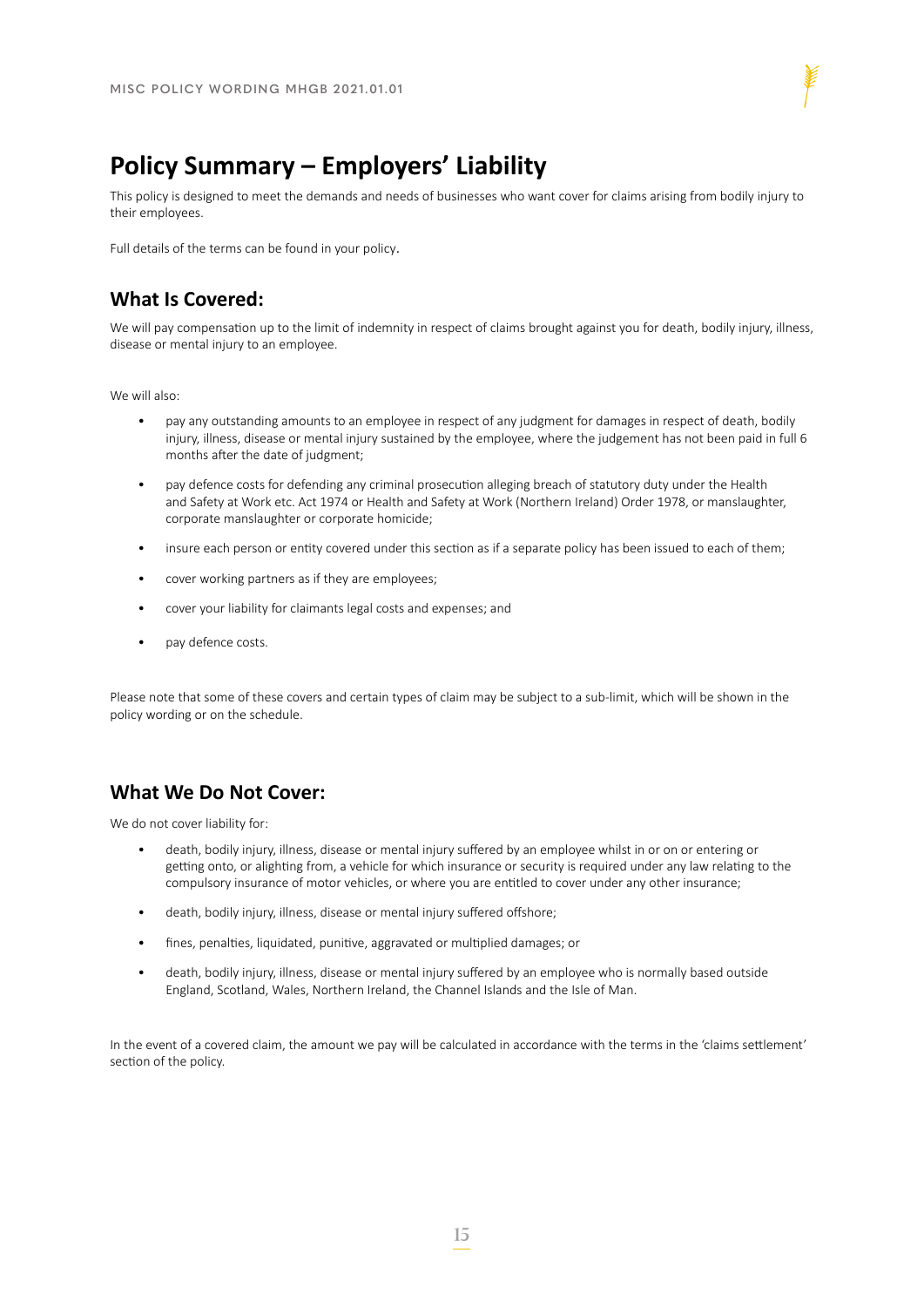# Policy Summary – Employers' Liability

This policy is designed to meet the demands and needs of businesses who want cover for claims arising from bodily injury to their employees.

Full details of the terms can be found in your policy.

## What Is Covered:

We will pay compensation up to the limit of indemnity in respect of claims brought against you for death, bodily injury, illness, disease or mental injury to an employee.

We will also:

- pay any outstanding amounts to an employee in respect of any judgment for damages in respect of death, bodily injury, illness, disease or mental injury sustained by the employee, where the judgement has not been paid in full 6 months after the date of judgment;
- pay defence costs for defending any criminal prosecution alleging breach of statutory duty under the Health and Safety at Work etc. Act 1974 or Health and Safety at Work (Northern Ireland) Order 1978, or manslaughter, corporate manslaughter or corporate homicide;
- insure each person or entity covered under this section as if a separate policy has been issued to each of them;
- cover working partners as if they are employees;
- cover your liability for claimants legal costs and expenses; and
- pay defence costs.

Please note that some of these covers and certain types of claim may be subject to a sub-limit, which will be shown in the policy wording or on the schedule.

## What We Do Not Cover:

We do not cover liability for:

- death, bodily injury, illness, disease or mental injury suffered by an employee whilst in or on or entering or getting onto, or alighting from, a vehicle for which insurance or security is required under any law relating to the compulsory insurance of motor vehicles, or where you are entitled to cover under any other insurance;
- death, bodily injury, illness, disease or mental injury suffered offshore;
- fines, penalties, liquidated, punitive, aggravated or multiplied damages; or
- death, bodily injury, illness, disease or mental injury suffered by an employee who is normally based outside England, Scotland, Wales, Northern Ireland, the Channel Islands and the Isle of Man.

In the event of a covered claim, the amount we pay will be calculated in accordance with the terms in the 'claims settlement' section of the policy.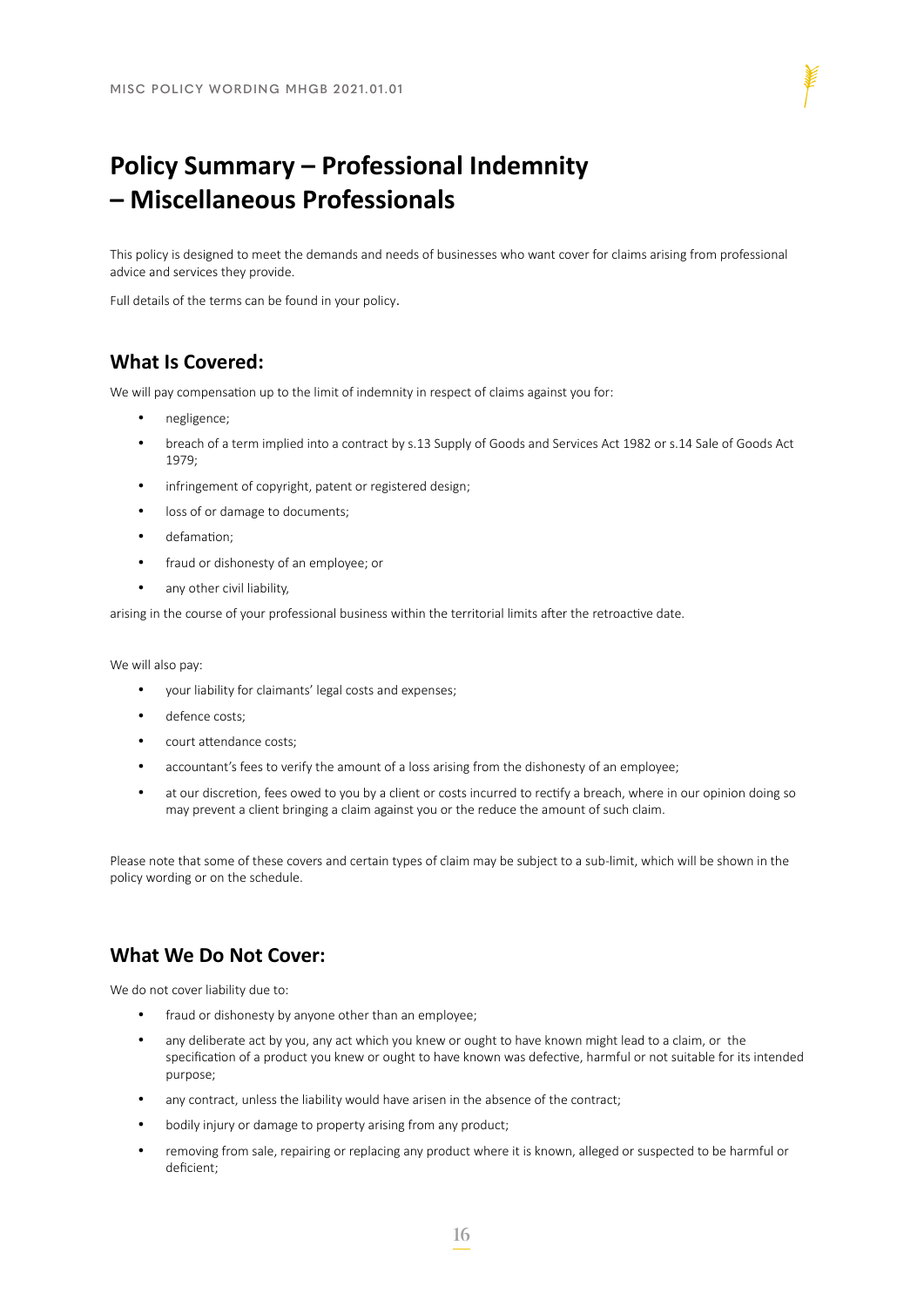# Policy Summary – Professional Indemnity – Miscellaneous Professionals

This policy is designed to meet the demands and needs of businesses who want cover for claims arising from professional advice and services they provide.

Full details of the terms can be found in your policy.

## What Is Covered:

We will pay compensation up to the limit of indemnity in respect of claims against you for:

- negligence;
- breach of a term implied into a contract by s.13 Supply of Goods and Services Act 1982 or s.14 Sale of Goods Act 1979;
- infringement of copyright, patent or registered design;
- loss of or damage to documents;
- defamation;
- fraud or dishonesty of an employee; or
- any other civil liability,

arising in the course of your professional business within the territorial limits after the retroactive date.

We will also pay:

- your liability for claimants' legal costs and expenses;
- defence costs;
- court attendance costs;
- accountant's fees to verify the amount of a loss arising from the dishonesty of an employee;
- at our discretion, fees owed to you by a client or costs incurred to rectify a breach, where in our opinion doing so may prevent a client bringing a claim against you or the reduce the amount of such claim.

Please note that some of these covers and certain types of claim may be subject to a sub-limit, which will be shown in the policy wording or on the schedule.

## What We Do Not Cover:

We do not cover liability due to:

- fraud or dishonesty by anyone other than an employee;
- any deliberate act by you, any act which you knew or ought to have known might lead to a claim, or the specification of a product you knew or ought to have known was defective, harmful or not suitable for its intended purpose;
- any contract, unless the liability would have arisen in the absence of the contract;
- bodily injury or damage to property arising from any product;
- removing from sale, repairing or replacing any product where it is known, alleged or suspected to be harmful or deficient;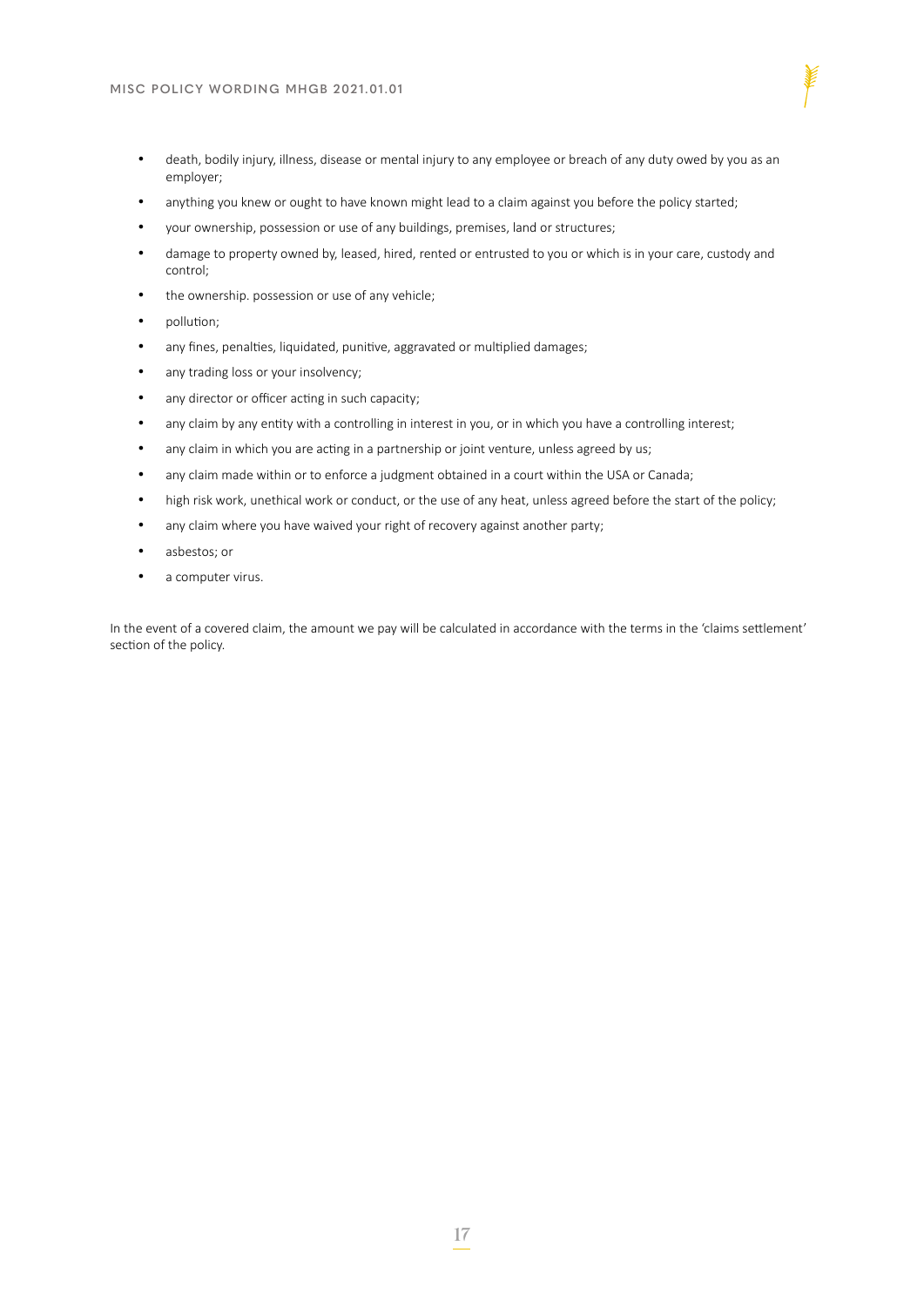- death, bodily injury, illness, disease or mental injury to any employee or breach of any duty owed by you as an employer;
- anything you knew or ought to have known might lead to a claim against you before the policy started;
- your ownership, possession or use of any buildings, premises, land or structures;
- damage to property owned by, leased, hired, rented or entrusted to you or which is in your care, custody and control;
- the ownership. possession or use of any vehicle;
- pollution;
- any fines, penalties, liquidated, punitive, aggravated or multiplied damages;
- any trading loss or your insolvency;
- any director or officer acting in such capacity;
- any claim by any entity with a controlling in interest in you, or in which you have a controlling interest;
- any claim in which you are acting in a partnership or joint venture, unless agreed by us;
- any claim made within or to enforce a judgment obtained in a court within the USA or Canada;
- high risk work, unethical work or conduct, or the use of any heat, unless agreed before the start of the policy;
- any claim where you have waived your right of recovery against another party;
- asbestos; or
- a computer virus.

In the event of a covered claim, the amount we pay will be calculated in accordance with the terms in the 'claims settlement' section of the policy.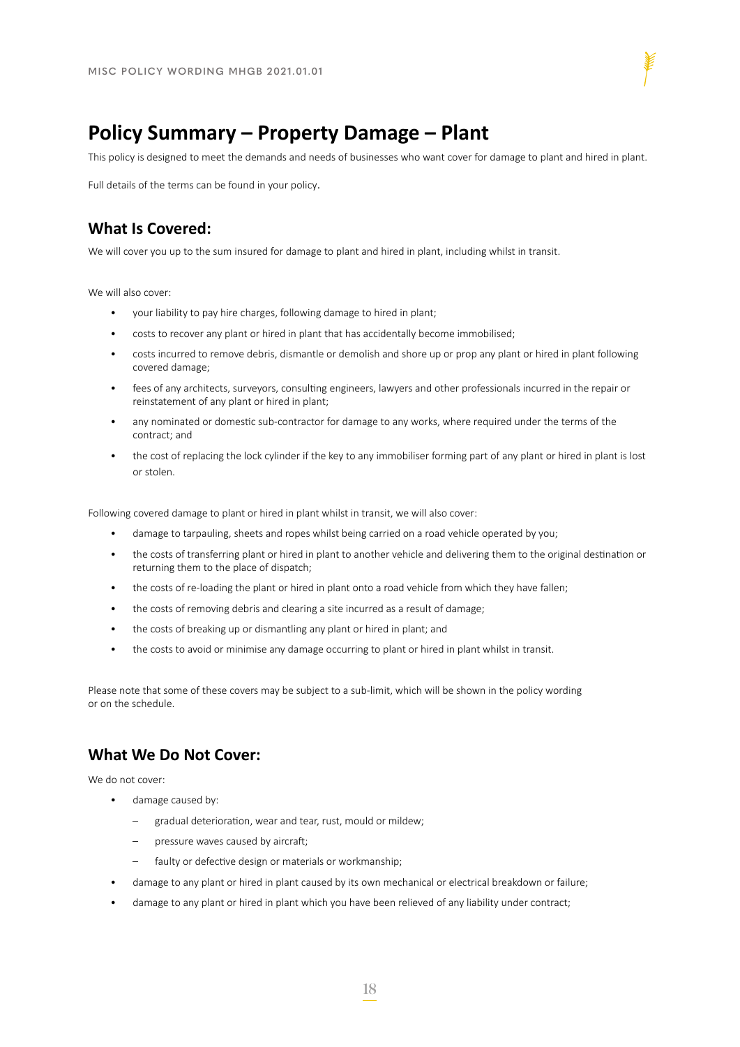# Policy Summary – Property Damage – Plant

This policy is designed to meet the demands and needs of businesses who want cover for damage to plant and hired in plant.

Full details of the terms can be found in your policy.

## What Is Covered:

We will cover you up to the sum insured for damage to plant and hired in plant, including whilst in transit.

We will also cover:

- your liability to pay hire charges, following damage to hired in plant;
- costs to recover any plant or hired in plant that has accidentally become immobilised;
- costs incurred to remove debris, dismantle or demolish and shore up or prop any plant or hired in plant following covered damage;
- fees of any architects, surveyors, consulting engineers, lawyers and other professionals incurred in the repair or reinstatement of any plant or hired in plant;
- any nominated or domestic sub-contractor for damage to any works, where required under the terms of the contract; and
- the cost of replacing the lock cylinder if the key to any immobiliser forming part of any plant or hired in plant is lost or stolen.

Following covered damage to plant or hired in plant whilst in transit, we will also cover:

- damage to tarpauling, sheets and ropes whilst being carried on a road vehicle operated by you;
- the costs of transferring plant or hired in plant to another vehicle and delivering them to the original destination or returning them to the place of dispatch;
- the costs of re-loading the plant or hired in plant onto a road vehicle from which they have fallen;
- the costs of removing debris and clearing a site incurred as a result of damage;
- the costs of breaking up or dismantling any plant or hired in plant; and
- the costs to avoid or minimise any damage occurring to plant or hired in plant whilst in transit.

Please note that some of these covers may be subject to a sub-limit, which will be shown in the policy wording or on the schedule.

## What We Do Not Cover:

We do not cover:

- damage caused by:
  - gradual deterioration, wear and tear, rust, mould or mildew;
  - pressure waves caused by aircraft;
  - faulty or defective design or materials or workmanship;
- damage to any plant or hired in plant caused by its own mechanical or electrical breakdown or failure;
- damage to any plant or hired in plant which you have been relieved of any liability under contract;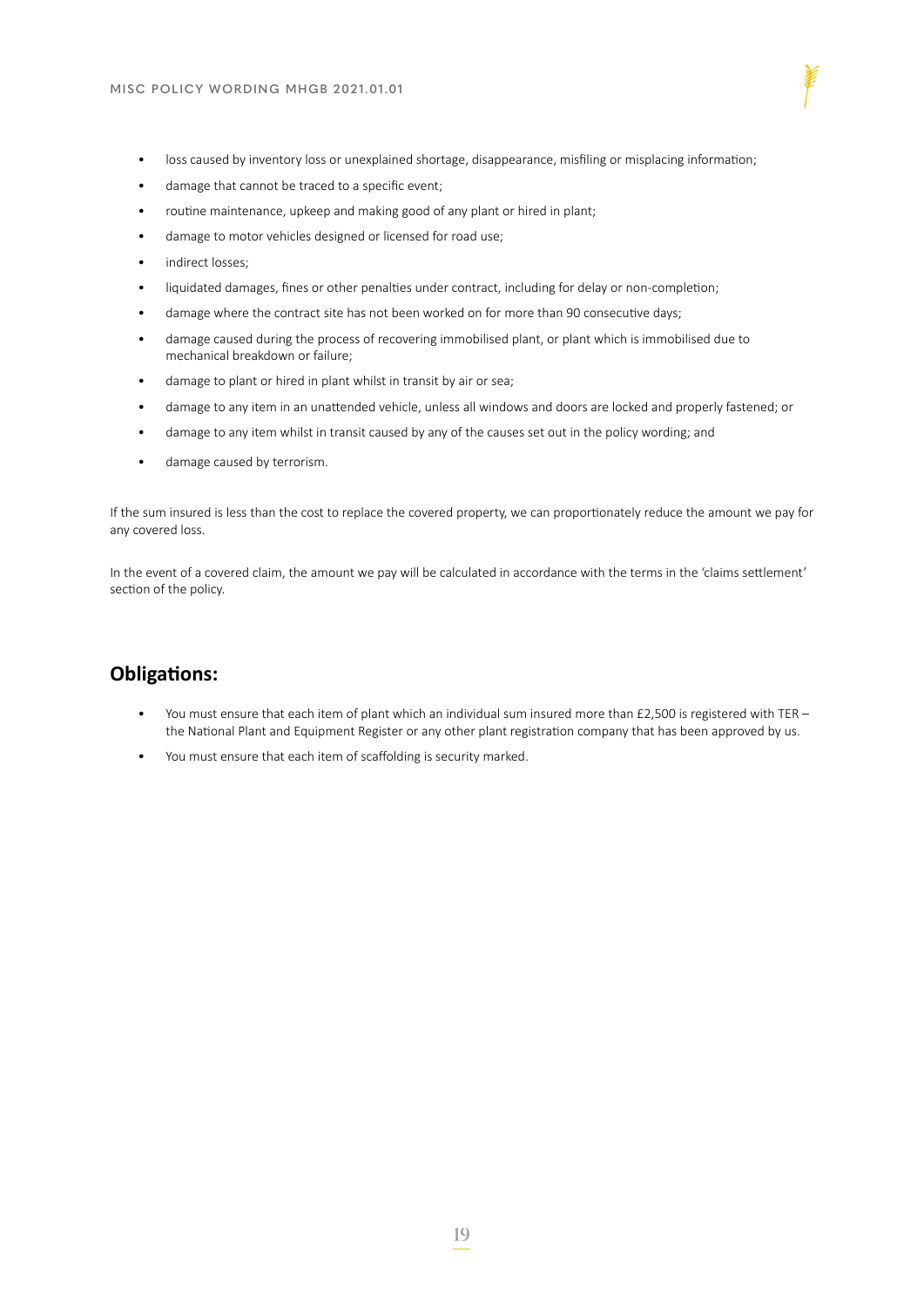- loss caused by inventory loss or unexplained shortage, disappearance, misfiling or misplacing information;
- damage that cannot be traced to a specific event;
- routine maintenance, upkeep and making good of any plant or hired in plant;
- damage to motor vehicles designed or licensed for road use;
- indirect losses;
- liquidated damages, fines or other penalties under contract, including for delay or non-completion;
- damage where the contract site has not been worked on for more than 90 consecutive days;
- damage caused during the process of recovering immobilised plant, or plant which is immobilised due to mechanical breakdown or failure;
- damage to plant or hired in plant whilst in transit by air or sea;
- damage to any item in an unattended vehicle, unless all windows and doors are locked and properly fastened; or
- damage to any item whilst in transit caused by any of the causes set out in the policy wording; and
- damage caused by terrorism.

If the sum insured is less than the cost to replace the covered property, we can proportionately reduce the amount we pay for any covered loss.

In the event of a covered claim, the amount we pay will be calculated in accordance with the terms in the 'claims settlement' section of the policy.

## Obligations:

- You must ensure that each item of plant which an individual sum insured more than £2,500 is registered with TER – the National Plant and Equipment Register or any other plant registration company that has been approved by us.
- You must ensure that each item of scaffolding is security marked.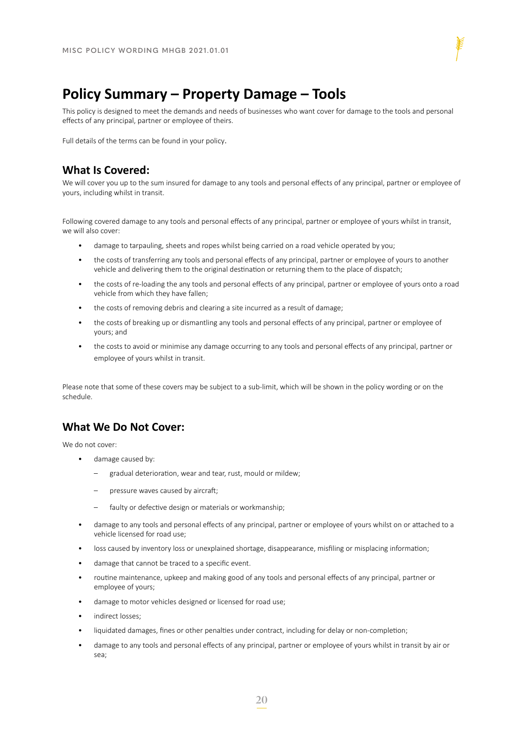# Policy Summary – Property Damage – Tools

This policy is designed to meet the demands and needs of businesses who want cover for damage to the tools and personal effects of any principal, partner or employee of theirs.

Full details of the terms can be found in your policy.

## What Is Covered:

We will cover you up to the sum insured for damage to any tools and personal effects of any principal, partner or employee of yours, including whilst in transit.

Following covered damage to any tools and personal effects of any principal, partner or employee of yours whilst in transit, we will also cover:

- damage to tarpauling, sheets and ropes whilst being carried on a road vehicle operated by you;
- the costs of transferring any tools and personal effects of any principal, partner or employee of yours to another vehicle and delivering them to the original destination or returning them to the place of dispatch;
- the costs of re-loading the any tools and personal effects of any principal, partner or employee of yours onto a road vehicle from which they have fallen;
- the costs of removing debris and clearing a site incurred as a result of damage;
- the costs of breaking up or dismantling any tools and personal effects of any principal, partner or employee of yours; and
- the costs to avoid or minimise any damage occurring to any tools and personal effects of any principal, partner or employee of yours whilst in transit.

Please note that some of these covers may be subject to a sub-limit, which will be shown in the policy wording or on the schedule.

## What We Do Not Cover:

We do not cover:

- damage caused by:
  - gradual deterioration, wear and tear, rust, mould or mildew;
  - pressure waves caused by aircraft;
  - faulty or defective design or materials or workmanship;
- damage to any tools and personal effects of any principal, partner or employee of yours whilst on or attached to a vehicle licensed for road use;
- loss caused by inventory loss or unexplained shortage, disappearance, misfiling or misplacing information;
- damage that cannot be traced to a specific event.
- routine maintenance, upkeep and making good of any tools and personal effects of any principal, partner or employee of yours;
- damage to motor vehicles designed or licensed for road use;
- indirect losses;
- liquidated damages, fines or other penalties under contract, including for delay or non-completion;
- damage to any tools and personal effects of any principal, partner or employee of yours whilst in transit by air or sea;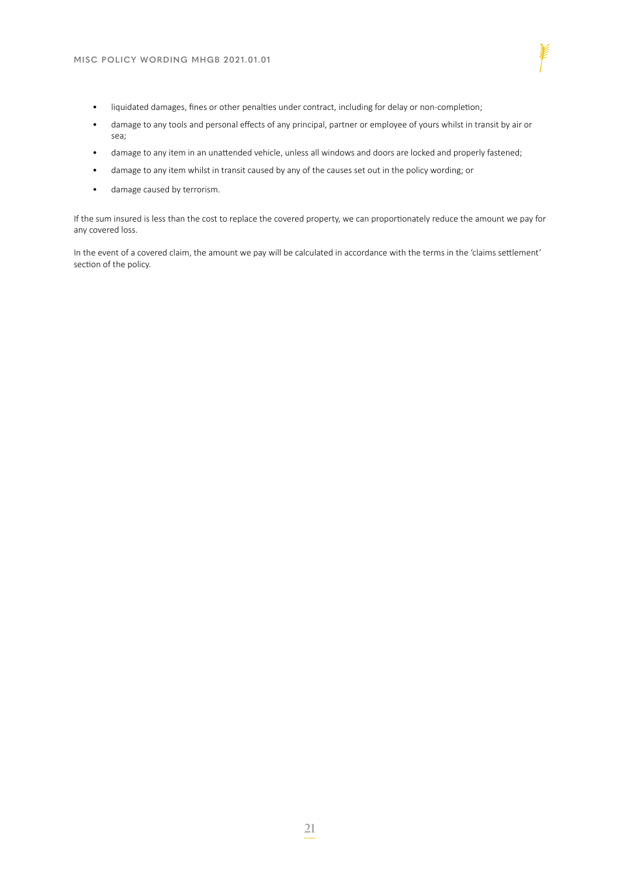- liquidated damages, fines or other penalties under contract, including for delay or non-completion;
- damage to any tools and personal effects of any principal, partner or employee of yours whilst in transit by air or sea;
- damage to any item in an unattended vehicle, unless all windows and doors are locked and properly fastened;
- damage to any item whilst in transit caused by any of the causes set out in the policy wording; or
- damage caused by terrorism.

If the sum insured is less than the cost to replace the covered property, we can proportionately reduce the amount we pay for any covered loss.

In the event of a covered claim, the amount we pay will be calculated in accordance with the terms in the 'claims settlement' section of the policy.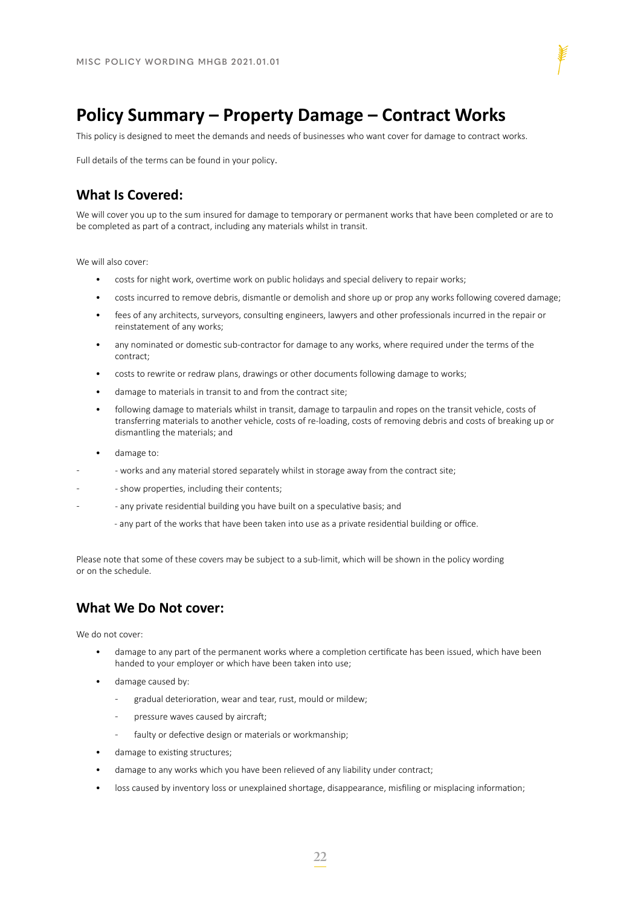# Policy Summary – Property Damage – Contract Works

This policy is designed to meet the demands and needs of businesses who want cover for damage to contract works.

Full details of the terms can be found in your policy.

## What Is Covered:

We will cover you up to the sum insured for damage to temporary or permanent works that have been completed or are to be completed as part of a contract, including any materials whilst in transit.

We will also cover:

- costs for night work, overtime work on public holidays and special delivery to repair works;
- costs incurred to remove debris, dismantle or demolish and shore up or prop any works following covered damage;
- fees of any architects, surveyors, consulting engineers, lawyers and other professionals incurred in the repair or reinstatement of any works;
- any nominated or domestic sub-contractor for damage to any works, where required under the terms of the contract;
- costs to rewrite or redraw plans, drawings or other documents following damage to works;
- damage to materials in transit to and from the contract site;
- following damage to materials whilst in transit, damage to tarpaulin and ropes on the transit vehicle, costs of transferring materials to another vehicle, costs of re-loading, costs of removing debris and costs of breaking up or dismantling the materials; and
- damage to:
  - works and any material stored separately whilst in storage away from the contract site;
  - show properties, including their contents;
  - any private residential building you have built on a speculative basis; and
  - any part of the works that have been taken into use as a private residential building or office.

Please note that some of these covers may be subject to a sub-limit, which will be shown in the policy wording or on the schedule.

## What We Do Not cover:

We do not cover:

- damage to any part of the permanent works where a completion certificate has been issued, which have been handed to your employer or which have been taken into use;
- damage caused by:
  - gradual deterioration, wear and tear, rust, mould or mildew;
  - pressure waves caused by aircraft;
  - faulty or defective design or materials or workmanship;
- damage to existing structures;
- damage to any works which you have been relieved of any liability under contract;
- loss caused by inventory loss or unexplained shortage, disappearance, misfiling or misplacing information;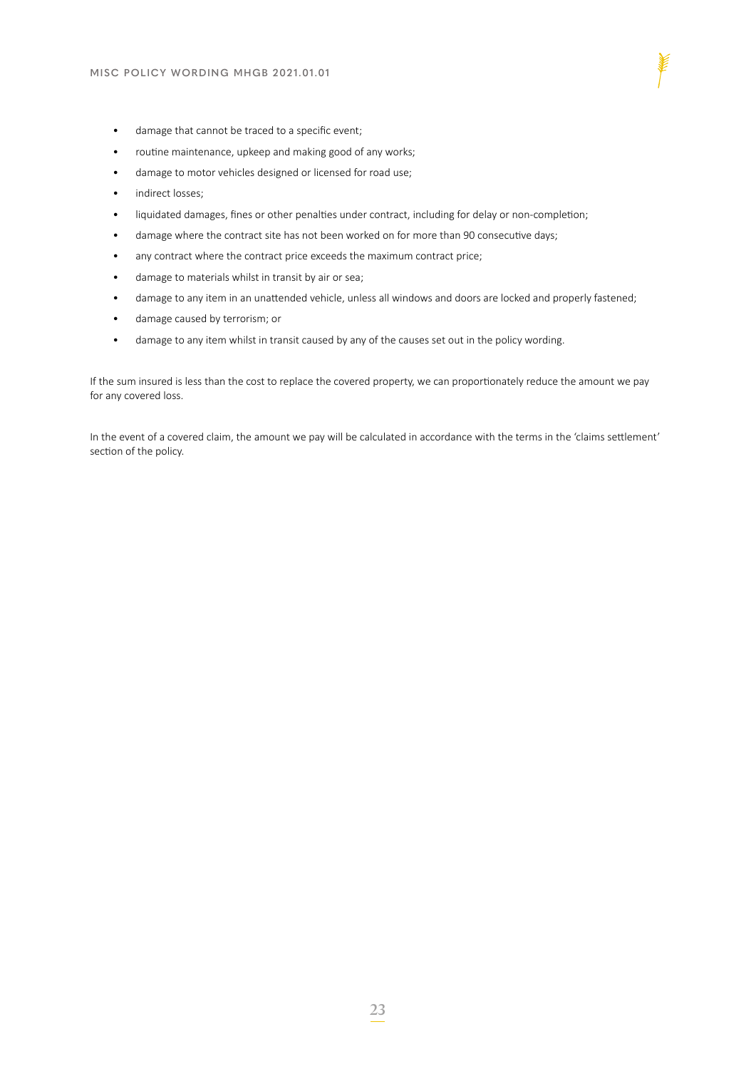- damage that cannot be traced to a specific event;
- routine maintenance, upkeep and making good of any works;
- damage to motor vehicles designed or licensed for road use;
- indirect losses;
- liquidated damages, fines or other penalties under contract, including for delay or non-completion;
- damage where the contract site has not been worked on for more than 90 consecutive days;
- any contract where the contract price exceeds the maximum contract price;
- damage to materials whilst in transit by air or sea;
- damage to any item in an unattended vehicle, unless all windows and doors are locked and properly fastened;
- damage caused by terrorism; or
- damage to any item whilst in transit caused by any of the causes set out in the policy wording.

If the sum insured is less than the cost to replace the covered property, we can proportionately reduce the amount we pay for any covered loss.

In the event of a covered claim, the amount we pay will be calculated in accordance with the terms in the 'claims settlement' section of the policy.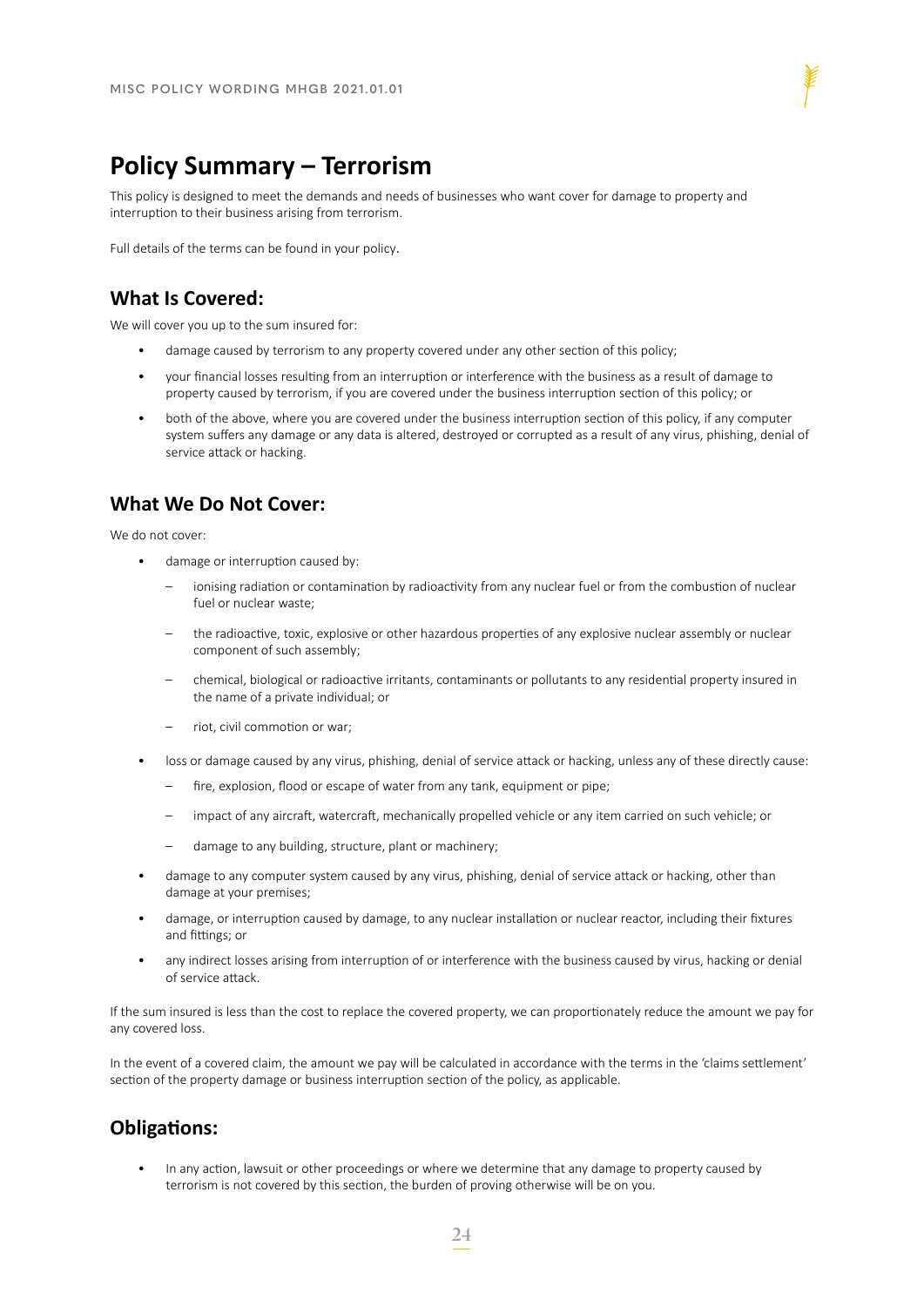# Policy Summary – Terrorism

This policy is designed to meet the demands and needs of businesses who want cover for damage to property and interruption to their business arising from terrorism.

Full details of the terms can be found in your policy.

## What Is Covered:

We will cover you up to the sum insured for:

- damage caused by terrorism to any property covered under any other section of this policy;
- your financial losses resulting from an interruption or interference with the business as a result of damage to property caused by terrorism, if you are covered under the business interruption section of this policy; or
- both of the above, where you are covered under the business interruption section of this policy, if any computer system suffers any damage or any data is altered, destroyed or corrupted as a result of any virus, phishing, denial of service attack or hacking.

## What We Do Not Cover:

We do not cover:

- damage or interruption caused by:
  - ionising radiation or contamination by radioactivity from any nuclear fuel or from the combustion of nuclear fuel or nuclear waste;
  - the radioactive, toxic, explosive or other hazardous properties of any explosive nuclear assembly or nuclear component of such assembly;
  - chemical, biological or radioactive irritants, contaminants or pollutants to any residential property insured in the name of a private individual; or
  - riot, civil commotion or war;
- loss or damage caused by any virus, phishing, denial of service attack or hacking, unless any of these directly cause:
  - fire, explosion, flood or escape of water from any tank, equipment or pipe;
  - impact of any aircraft, watercraft, mechanically propelled vehicle or any item carried on such vehicle; or
  - damage to any building, structure, plant or machinery;
- damage to any computer system caused by any virus, phishing, denial of service attack or hacking, other than damage at your premises;
- damage, or interruption caused by damage, to any nuclear installation or nuclear reactor, including their fixtures and fittings; or
- any indirect losses arising from interruption of or interference with the business caused by virus, hacking or denial of service attack.

If the sum insured is less than the cost to replace the covered property, we can proportionately reduce the amount we pay for any covered loss.

In the event of a covered claim, the amount we pay will be calculated in accordance with the terms in the 'claims settlement' section of the property damage or business interruption section of the policy, as applicable.

## Obligations:

- In any action, lawsuit or other proceedings or where we determine that any damage to property caused by terrorism is not covered by this section, the burden of proving otherwise will be on you.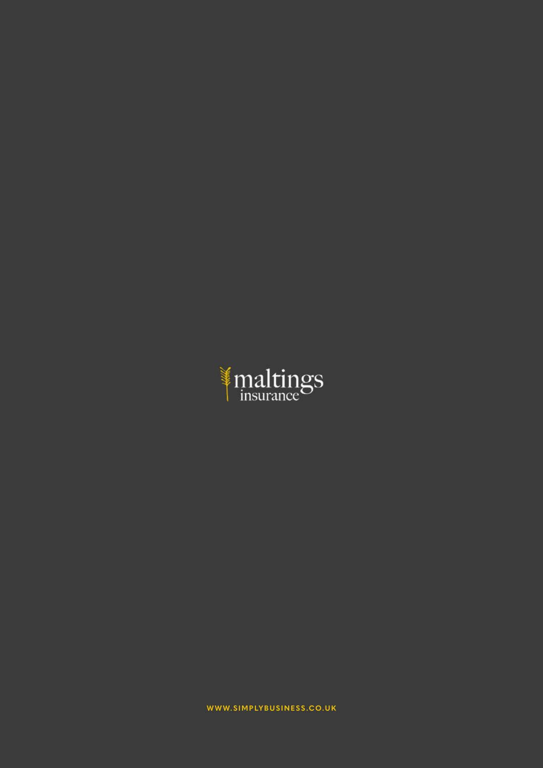maltings
insurance

WWW.SIMPLYBUSINESS.CO.UK